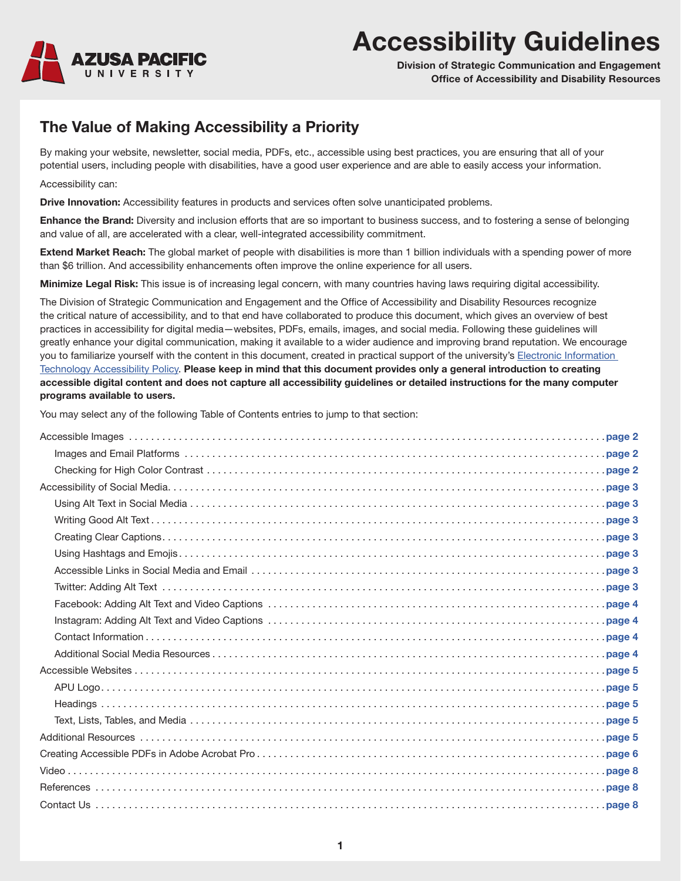# Accessibility Guidelines

**Division of Strategic Communication and Engagement**
**Office of Accessibility and Disability Resources**

## The Value of Making Accessibility a Priority

By making your website, newsletter, social media, PDFs, etc., accessible using best practices, you are ensuring that all of your potential users, including people with disabilities, have a good user experience and are able to easily access your information.

Accessibility can:

**Drive Innovation:** Accessibility features in products and services often solve unanticipated problems.

**Enhance the Brand:** Diversity and inclusion efforts that are so important to business success, and to fostering a sense of belonging and value of all, are accelerated with a clear, well-integrated accessibility commitment.

**Extend Market Reach:** The global market of people with disabilities is more than 1 billion individuals with a spending power of more than $6 trillion. And accessibility enhancements often improve the online experience for all users.

**Minimize Legal Risk:** This issue is of increasing legal concern, with many countries having laws requiring digital accessibility.

The Division of Strategic Communication and Engagement and the Office of Accessibility and Disability Resources recognize the critical nature of accessibility, and to that end have collaborated to produce this document, which gives an overview of best practices in accessibility for digital media—websites, PDFs, emails, images, and social media. Following these guidelines will greatly enhance your digital communication, making it available to a wider audience and improving brand reputation. We encourage you to familiarize yourself with the content in this document, created in practical support of the university's Electronic Information Technology Accessibility Policy. **Please keep in mind that this document provides only a general introduction to creating accessible digital content and does not capture all accessibility guidelines or detailed instructions for the many computer programs available to users.**

You may select any of the following Table of Contents entries to jump to that section:

- Accessible Images ..... page 2
  - Images and Email Platforms ..... page 2
  - Checking for High Color Contrast ..... page 2
- Accessibility of Social Media ..... page 3
  - Using Alt Text in Social Media ..... page 3
  - Writing Good Alt Text ..... page 3
  - Creating Clear Captions ..... page 3
  - Using Hashtags and Emojis ..... page 3
  - Accessible Links in Social Media and Email ..... page 3
  - Twitter: Adding Alt Text ..... page 3
  - Facebook: Adding Alt Text and Video Captions ..... page 4
  - Instagram: Adding Alt Text and Video Captions ..... page 4
  - Contact Information ..... page 4
  - Additional Social Media Resources ..... page 4
- Accessible Websites ..... page 5
  - APU Logo ..... page 5
  - Headings ..... page 5
  - Text, Lists, Tables, and Media ..... page 5
- Additional Resources ..... page 5
- Creating Accessible PDFs in Adobe Acrobat Pro ..... page 6
- Video ..... page 8
- References ..... page 8
- Contact Us ..... page 8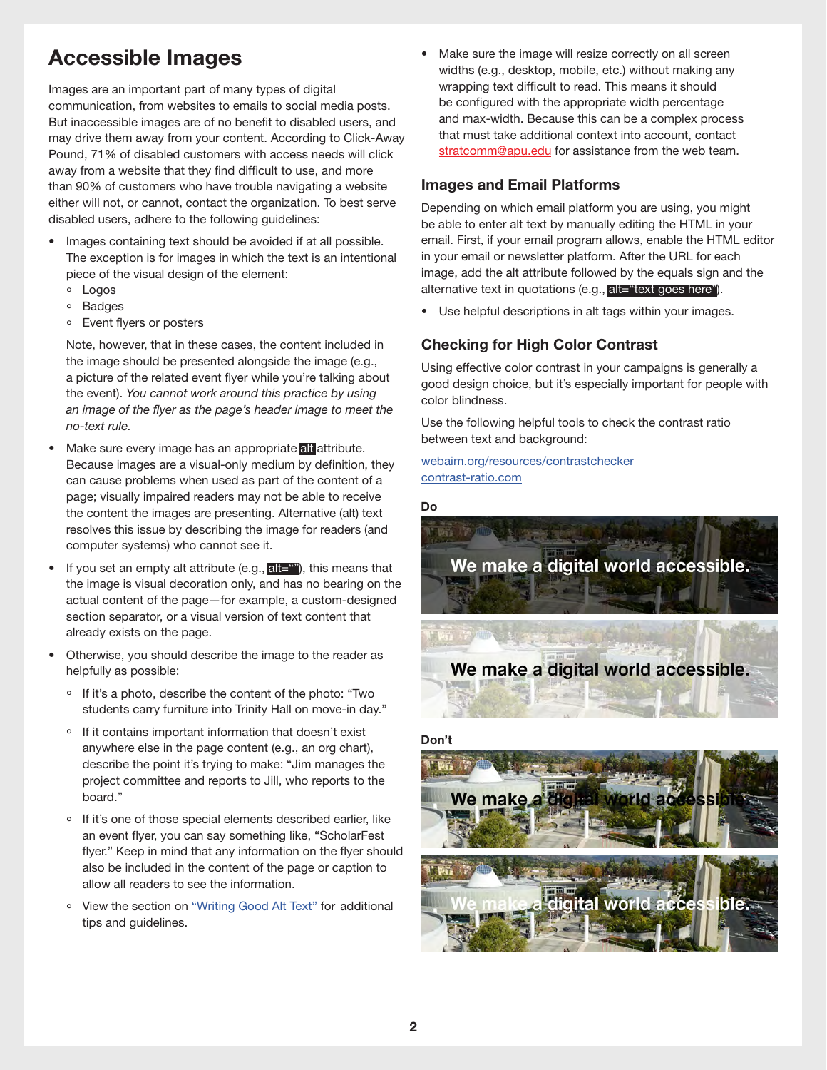## Accessible Images

Images are an important part of many types of digital communication, from websites to emails to social media posts. But inaccessible images are of no benefit to disabled users, and may drive them away from your content. According to Click-Away Pound, 71% of disabled customers with access needs will click away from a website that they find difficult to use, and more than 90% of customers who have trouble navigating a website either will not, or cannot, contact the organization. To best serve disabled users, adhere to the following guidelines:

- Images containing text should be avoided if at all possible. The exception is for images in which the text is an intentional piece of the visual design of the element:
  - Logos
  - Badges
  - Event flyers or posters

  Note, however, that in these cases, the content included in the image should be presented alongside the image (e.g., a picture of the related event flyer while you're talking about the event). *You cannot work around this practice by using an image of the flyer as the page's header image to meet the no-text rule.*
- Make sure every image has an appropriate `alt` attribute. Because images are a visual-only medium by definition, they can cause problems when used as part of the content of a page; visually impaired readers may not be able to receive the content the images are presenting. Alternative (alt) text resolves this issue by describing the image for readers (and computer systems) who cannot see it.
- If you set an empty alt attribute (e.g., `alt=""`), this means that the image is visual decoration only, and has no bearing on the actual content of the page—for example, a custom-designed section separator, or a visual version of text content that already exists on the page.
- Otherwise, you should describe the image to the reader as helpfully as possible:
  - If it's a photo, describe the content of the photo: "Two students carry furniture into Trinity Hall on move-in day."
  - If it contains important information that doesn't exist anywhere else in the page content (e.g., an org chart), describe the point it's trying to make: "Jim manages the project committee and reports to Jill, who reports to the board."
  - If it's one of those special elements described earlier, like an event flyer, you can say something like, "ScholarFest flyer." Keep in mind that any information on the flyer should also be included in the content of the page or caption to allow all readers to see the information.
  - View the section on "Writing Good Alt Text" for additional tips and guidelines.
- Make sure the image will resize correctly on all screen widths (e.g., desktop, mobile, etc.) without making any wrapping text difficult to read. This means it should be configured with the appropriate width percentage and max-width. Because this can be a complex process that must take additional context into account, contact stratcomm@apu.edu for assistance from the web team.

### Images and Email Platforms

Depending on which email platform you are using, you might be able to enter alt text by manually editing the HTML in your email. First, if your email program allows, enable the HTML editor in your email or newsletter platform. After the URL for each image, add the alt attribute followed by the equals sign and the alternative text in quotations (e.g., `alt="text goes here"`).

- Use helpful descriptions in alt tags within your images.

### Checking for High Color Contrast

Using effective color contrast in your campaigns is generally a good design choice, but it's especially important for people with color blindness.

Use the following helpful tools to check the contrast ratio between text and background:

webaim.org/resources/contrastchecker
contrast-ratio.com

**Do**

We make a digital world accessible.

We make a digital world accessible.

**Don't**

We make a digital world accessible.

We make a digital world accessible.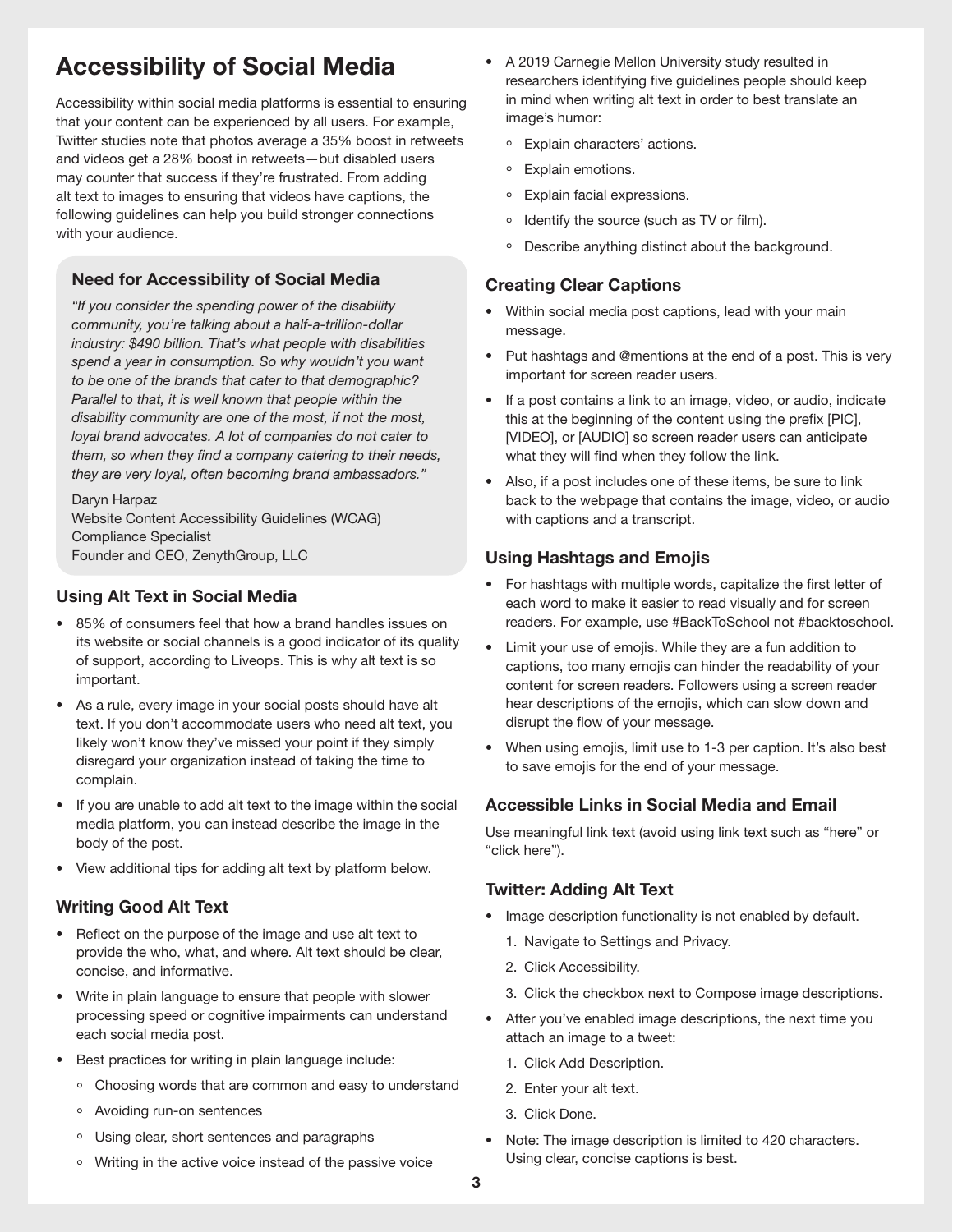# Accessibility of Social Media

Accessibility within social media platforms is essential to ensuring that your content can be experienced by all users. For example, Twitter studies note that photos average a 35% boost in retweets and videos get a 28% boost in retweets—but disabled users may counter that success if they're frustrated. From adding alt text to images to ensuring that videos have captions, the following guidelines can help you build stronger connections with your audience.

### Need for Accessibility of Social Media

*"If you consider the spending power of the disability community, you're talking about a half-a-trillion-dollar industry: $490 billion. That's what people with disabilities spend a year in consumption. So why wouldn't you want to be one of the brands that cater to that demographic? Parallel to that, it is well known that people within the disability community are one of the most, if not the most, loyal brand advocates. A lot of companies do not cater to them, so when they find a company catering to their needs, they are very loyal, often becoming brand ambassadors."*

Daryn Harpaz
Website Content Accessibility Guidelines (WCAG) Compliance Specialist
Founder and CEO, ZenythGroup, LLC

### Using Alt Text in Social Media

- 85% of consumers feel that how a brand handles issues on its website or social channels is a good indicator of its quality of support, according to Liveops. This is why alt text is so important.
- As a rule, every image in your social posts should have alt text. If you don't accommodate users who need alt text, you likely won't know they've missed your point if they simply disregard your organization instead of taking the time to complain.
- If you are unable to add alt text to the image within the social media platform, you can instead describe the image in the body of the post.
- View additional tips for adding alt text by platform below.

### Writing Good Alt Text

- Reflect on the purpose of the image and use alt text to provide the who, what, and where. Alt text should be clear, concise, and informative.
- Write in plain language to ensure that people with slower processing speed or cognitive impairments can understand each social media post.
- Best practices for writing in plain language include:
  - Choosing words that are common and easy to understand
  - Avoiding run-on sentences
  - Using clear, short sentences and paragraphs
  - Writing in the active voice instead of the passive voice
- A 2019 Carnegie Mellon University study resulted in researchers identifying five guidelines people should keep in mind when writing alt text in order to best translate an image's humor:
  - Explain characters' actions.
  - Explain emotions.
  - Explain facial expressions.
  - Identify the source (such as TV or film).
  - Describe anything distinct about the background.

### Creating Clear Captions

- Within social media post captions, lead with your main message.
- Put hashtags and @mentions at the end of a post. This is very important for screen reader users.
- If a post contains a link to an image, video, or audio, indicate this at the beginning of the content using the prefix [PIC], [VIDEO], or [AUDIO] so screen reader users can anticipate what they will find when they follow the link.
- Also, if a post includes one of these items, be sure to link back to the webpage that contains the image, video, or audio with captions and a transcript.

### Using Hashtags and Emojis

- For hashtags with multiple words, capitalize the first letter of each word to make it easier to read visually and for screen readers. For example, use #BackToSchool not #backtoschool.
- Limit your use of emojis. While they are a fun addition to captions, too many emojis can hinder the readability of your content for screen readers. Followers using a screen reader hear descriptions of the emojis, which can slow down and disrupt the flow of your message.
- When using emojis, limit use to 1-3 per caption. It's also best to save emojis for the end of your message.

### Accessible Links in Social Media and Email

Use meaningful link text (avoid using link text such as "here" or "click here").

### Twitter: Adding Alt Text

- Image description functionality is not enabled by default.
  1. Navigate to Settings and Privacy.
  2. Click Accessibility.
  3. Click the checkbox next to Compose image descriptions.
- After you've enabled image descriptions, the next time you attach an image to a tweet:
  1. Click Add Description.
  2. Enter your alt text.
  3. Click Done.
- Note: The image description is limited to 420 characters. Using clear, concise captions is best.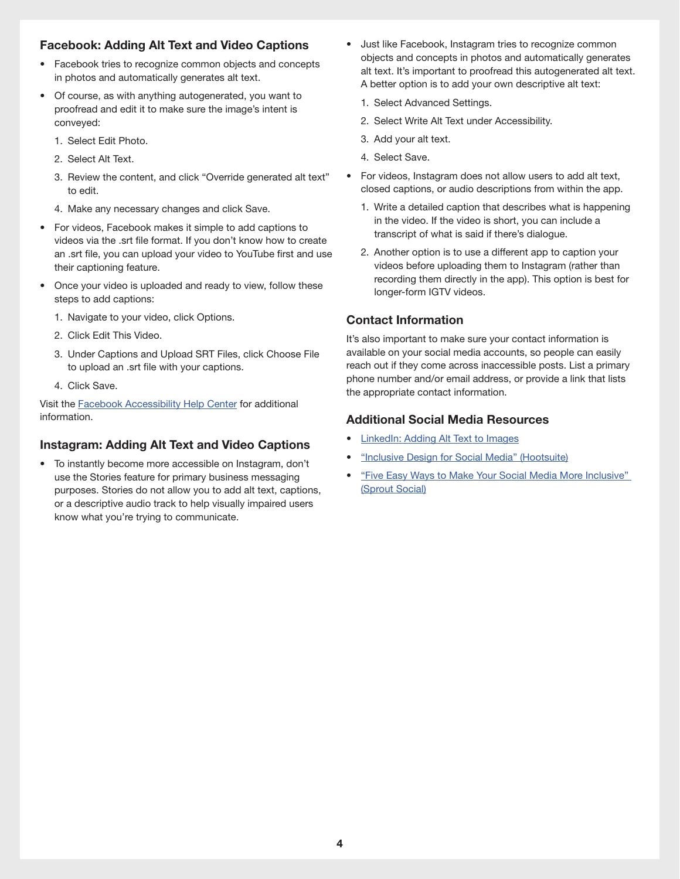## Facebook: Adding Alt Text and Video Captions

- Facebook tries to recognize common objects and concepts in photos and automatically generates alt text.
- Of course, as with anything autogenerated, you want to proofread and edit it to make sure the image's intent is conveyed:
  1. Select Edit Photo.
  2. Select Alt Text.
  3. Review the content, and click "Override generated alt text" to edit.
  4. Make any necessary changes and click Save.
- For videos, Facebook makes it simple to add captions to videos via the .srt file format. If you don't know how to create an .srt file, you can upload your video to YouTube first and use their captioning feature.
- Once your video is uploaded and ready to view, follow these steps to add captions:
  1. Navigate to your video, click Options.
  2. Click Edit This Video.
  3. Under Captions and Upload SRT Files, click Choose File to upload an .srt file with your captions.
  4. Click Save.

Visit the [Facebook Accessibility Help Center]() for additional information.

## Instagram: Adding Alt Text and Video Captions

- To instantly become more accessible on Instagram, don't use the Stories feature for primary business messaging purposes. Stories do not allow you to add alt text, captions, or a descriptive audio track to help visually impaired users know what you're trying to communicate.
- Just like Facebook, Instagram tries to recognize common objects and concepts in photos and automatically generates alt text. It's important to proofread this autogenerated alt text. A better option is to add your own descriptive alt text:
  1. Select Advanced Settings.
  2. Select Write Alt Text under Accessibility.
  3. Add your alt text.
  4. Select Save.
- For videos, Instagram does not allow users to add alt text, closed captions, or audio descriptions from within the app.
  1. Write a detailed caption that describes what is happening in the video. If the video is short, you can include a transcript of what is said if there's dialogue.
  2. Another option is to use a different app to caption your videos before uploading them to Instagram (rather than recording them directly in the app). This option is best for longer-form IGTV videos.

## Contact Information

It's also important to make sure your contact information is available on your social media accounts, so people can easily reach out if they come across inaccessible posts. List a primary phone number and/or email address, or provide a link that lists the appropriate contact information.

## Additional Social Media Resources

- [LinkedIn: Adding Alt Text to Images]()
- ["Inclusive Design for Social Media" (Hootsuite)]()
- ["Five Easy Ways to Make Your Social Media More Inclusive" (Sprout Social)]()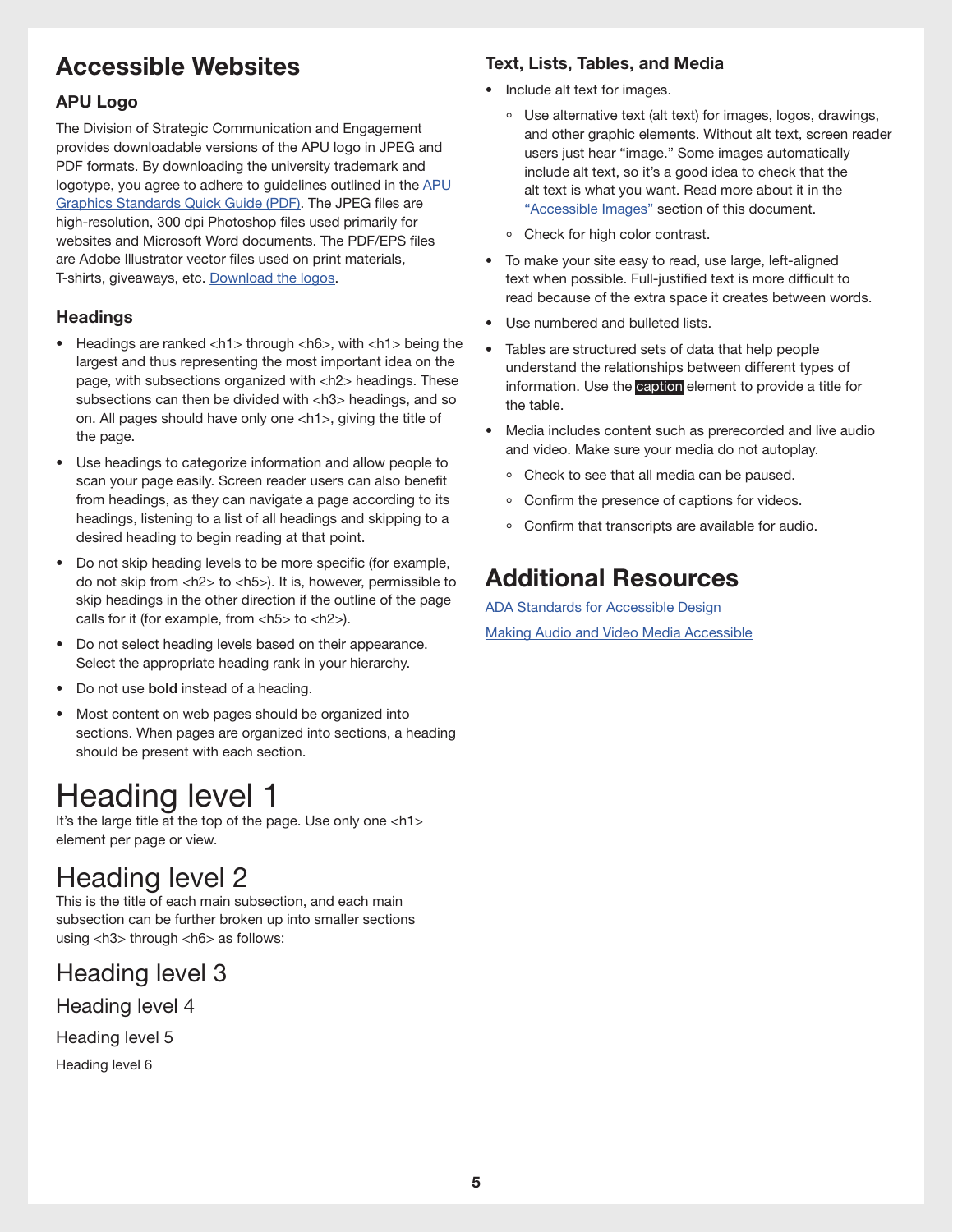# Accessible Websites

### APU Logo

The Division of Strategic Communication and Engagement provides downloadable versions of the APU logo in JPEG and PDF formats. By downloading the university trademark and logotype, you agree to adhere to guidelines outlined in the [APU Graphics Standards Quick Guide (PDF)](). The JPEG files are high-resolution, 300 dpi Photoshop files used primarily for websites and Microsoft Word documents. The PDF/EPS files are Adobe Illustrator vector files used on print materials, T-shirts, giveaways, etc. [Download the logos]().

### Headings

- Headings are ranked <h1> through <h6>, with <h1> being the largest and thus representing the most important idea on the page, with subsections organized with <h2> headings. These subsections can then be divided with <h3> headings, and so on. All pages should have only one <h1>, giving the title of the page.
- Use headings to categorize information and allow people to scan your page easily. Screen reader users can also benefit from headings, as they can navigate a page according to its headings, listening to a list of all headings and skipping to a desired heading to begin reading at that point.
- Do not skip heading levels to be more specific (for example, do not skip from <h2> to <h5>). It is, however, permissible to skip headings in the other direction if the outline of the page calls for it (for example, from <h5> to <h2>).
- Do not select heading levels based on their appearance. Select the appropriate heading rank in your hierarchy.
- Do not use **bold** instead of a heading.
- Most content on web pages should be organized into sections. When pages are organized into sections, a heading should be present with each section.

# Heading level 1

It's the large title at the top of the page. Use only one <h1> element per page or view.

## Heading level 2

This is the title of each main subsection, and each main subsection can be further broken up into smaller sections using <h3> through <h6> as follows:

### Heading level 3

#### Heading level 4

##### Heading level 5

###### Heading level 6

### Text, Lists, Tables, and Media

- Include alt text for images.
  - Use alternative text (alt text) for images, logos, drawings, and other graphic elements. Without alt text, screen reader users just hear "image." Some images automatically include alt text, so it's a good idea to check that the alt text is what you want. Read more about it in the "Accessible Images" section of this document.
  - Check for high color contrast.
- To make your site easy to read, use large, left-aligned text when possible. Full-justified text is more difficult to read because of the extra space it creates between words.
- Use numbered and bulleted lists.
- Tables are structured sets of data that help people understand the relationships between different types of information. Use the `caption` element to provide a title for the table.
- Media includes content such as prerecorded and live audio and video. Make sure your media do not autoplay.
  - Check to see that all media can be paused.
  - Confirm the presence of captions for videos.
  - Confirm that transcripts are available for audio.

# Additional Resources

[ADA Standards for Accessible Design]()

[Making Audio and Video Media Accessible]()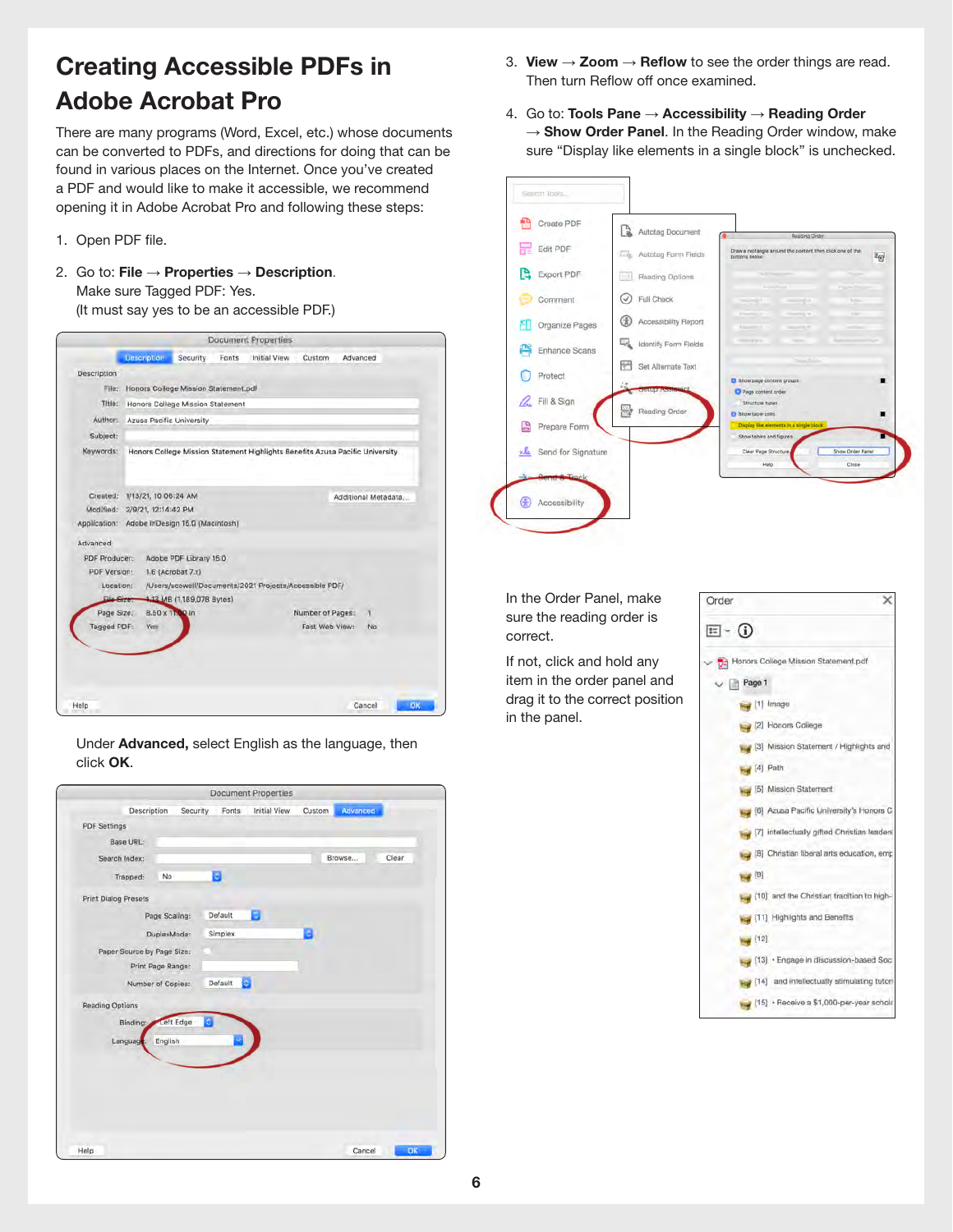# Creating Accessible PDFs in Adobe Acrobat Pro

There are many programs (Word, Excel, etc.) whose documents can be converted to PDFs, and directions for doing that can be found in various places on the Internet. Once you've created a PDF and would like to make it accessible, we recommend opening it in Adobe Acrobat Pro and following these steps:

1. Open PDF file.
2. Go to: **File** → **Properties** → **Description**.
   Make sure Tagged PDF: Yes.
   (It must say yes to be an accessible PDF.)

Under **Advanced,** select English as the language, then click **OK**.

3. **View** → **Zoom** → **Reflow** to see the order things are read. Then turn Reflow off once examined.
4. Go to: **Tools Pane** → **Accessibility** → **Reading Order** → **Show Order Panel**. In the Reading Order window, make sure "Display like elements in a single block" is unchecked.

In the Order Panel, make sure the reading order is correct.

If not, click and hold any item in the order panel and drag it to the correct position in the panel.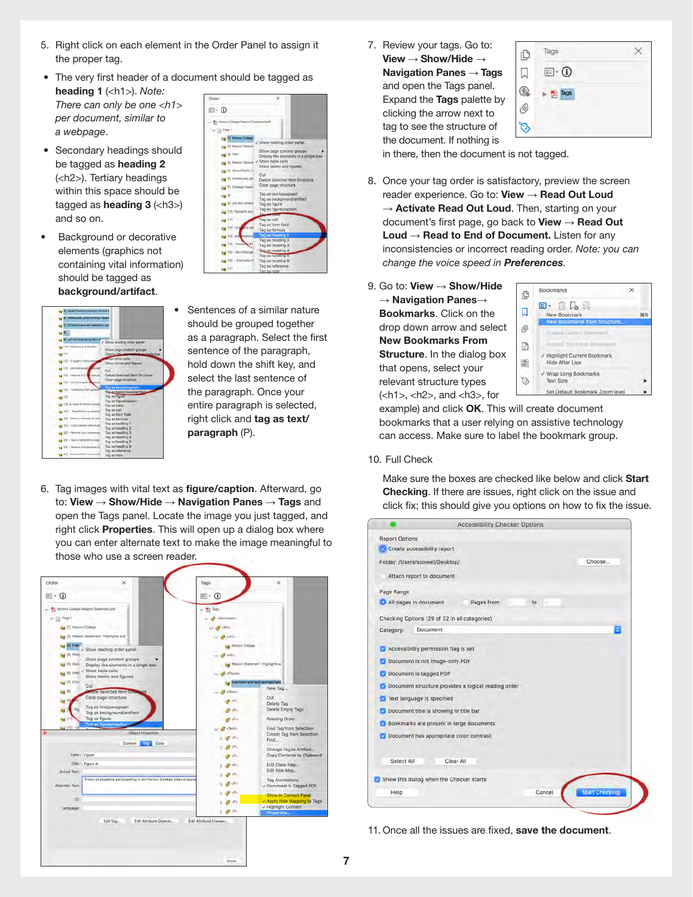5. Right click on each element in the Order Panel to assign it the proper tag.

- The very first header of a document should be tagged as **heading 1** (<h1>). *Note: There can only be one <h1> per document, similar to a webpage*.
- Secondary headings should be tagged as **heading 2** (<h2>). Tertiary headings within this space should be tagged as **heading 3** (<h3>) and so on.
- Background or decorative elements (graphics not containing vital information) should be tagged as **background/artifact**.
- Sentences of a similar nature should be grouped together as a paragraph. Select the first sentence of the paragraph, hold down the shift key, and select the last sentence of the paragraph. Once your entire paragraph is selected, right click and **tag as text/ paragraph** (P).

6. Tag images with vital text as **figure/caption**. Afterward, go to: **View → Show/Hide → Navigation Panes → Tags** and open the Tags panel. Locate the image you just tagged, and right click **Properties**. This will open up a dialog box where you can enter alternate text to make the image meaningful to those who use a screen reader.

7. Review your tags. Go to: **View → Show/Hide → Navigation Panes → Tags** and open the Tags panel. Expand the **Tags** palette by clicking the arrow next to tag to see the structure of the document. If nothing is in there, then the document is not tagged.

8. Once your tag order is satisfactory, preview the screen reader experience. Go to: **View → Read Out Loud → Activate Read Out Loud**. Then, starting on your document's first page, go back to **View → Read Out Loud → Read to End of Document.** Listen for any inconsistencies or incorrect reading order. *Note: you can change the voice speed in* ***Preferences***.

9. Go to: **View → Show/Hide → Navigation Panes→ Bookmarks**. Click on the drop down arrow and select **New Bookmarks From Structure**. In the dialog box that opens, select your relevant structure types (<h1>, <h2>, and <h3>, for example) and click **OK**. This will create document bookmarks that a user relying on assistive technology can access. Make sure to label the bookmark group.

10. Full Check

    Make sure the boxes are checked like below and click **Start Checking**. If there are issues, right click on the issue and click fix; this should give you options on how to fix the issue.

11. Once all the issues are fixed, **save the document**.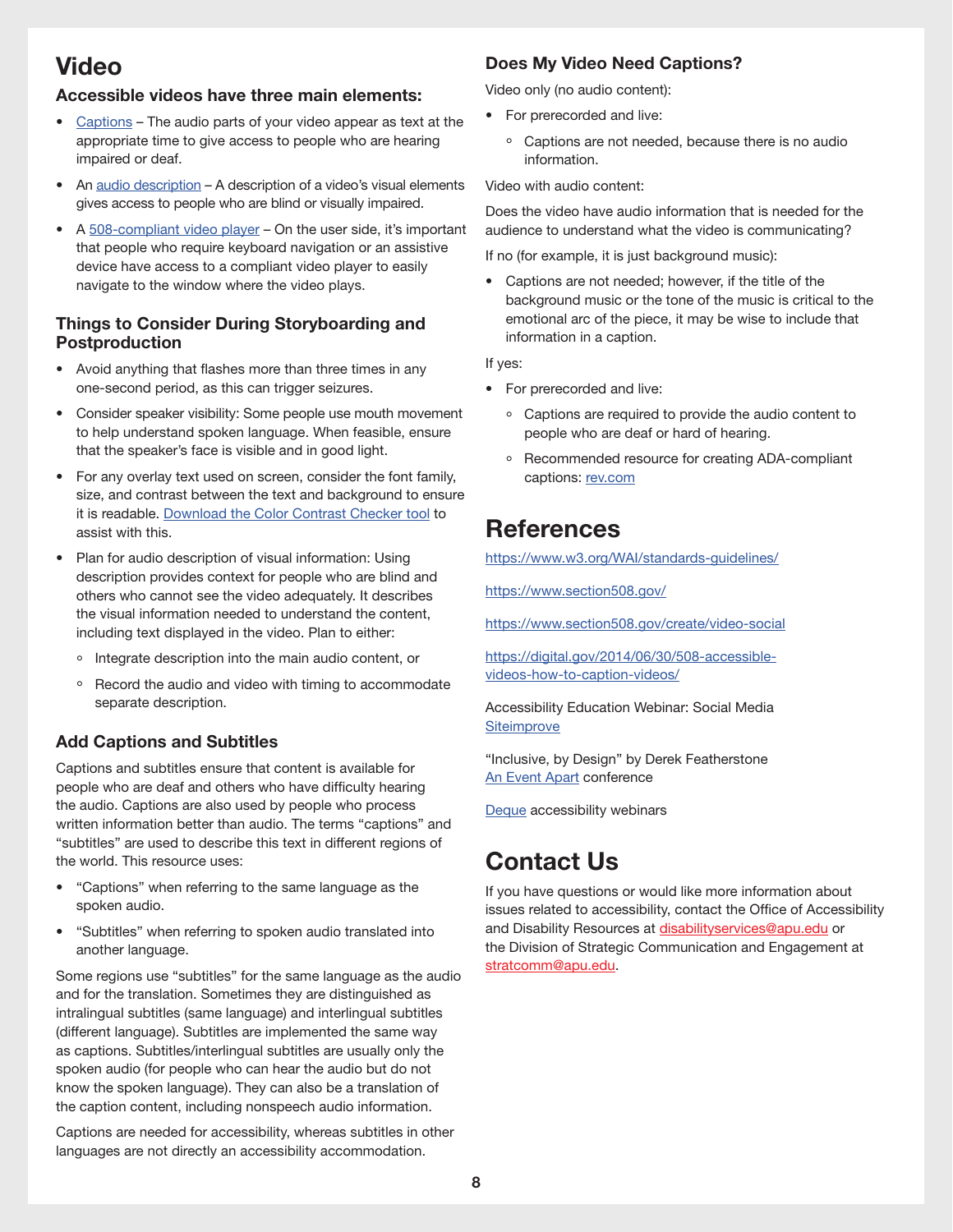# Video

### Accessible videos have three main elements:

- Captions – The audio parts of your video appear as text at the appropriate time to give access to people who are hearing impaired or deaf.
- An audio description – A description of a video's visual elements gives access to people who are blind or visually impaired.
- A 508-compliant video player – On the user side, it's important that people who require keyboard navigation or an assistive device have access to a compliant video player to easily navigate to the window where the video plays.

### Things to Consider During Storyboarding and Postproduction

- Avoid anything that flashes more than three times in any one-second period, as this can trigger seizures.
- Consider speaker visibility: Some people use mouth movement to help understand spoken language. When feasible, ensure that the speaker's face is visible and in good light.
- For any overlay text used on screen, consider the font family, size, and contrast between the text and background to ensure it is readable. Download the Color Contrast Checker tool to assist with this.
- Plan for audio description of visual information: Using description provides context for people who are blind and others who cannot see the video adequately. It describes the visual information needed to understand the content, including text displayed in the video. Plan to either:
  - Integrate description into the main audio content, or
  - Record the audio and video with timing to accommodate separate description.

### Add Captions and Subtitles

Captions and subtitles ensure that content is available for people who are deaf and others who have difficulty hearing the audio. Captions are also used by people who process written information better than audio. The terms "captions" and "subtitles" are used to describe this text in different regions of the world. This resource uses:

- "Captions" when referring to the same language as the spoken audio.
- "Subtitles" when referring to spoken audio translated into another language.

Some regions use "subtitles" for the same language as the audio and for the translation. Sometimes they are distinguished as intralingual subtitles (same language) and interlingual subtitles (different language). Subtitles are implemented the same way as captions. Subtitles/interlingual subtitles are usually only the spoken audio (for people who can hear the audio but do not know the spoken language). They can also be a translation of the caption content, including nonspeech audio information.

Captions are needed for accessibility, whereas subtitles in other languages are not directly an accessibility accommodation.

### Does My Video Need Captions?

Video only (no audio content):

- For prerecorded and live:
  - Captions are not needed, because there is no audio information.

Video with audio content:

Does the video have audio information that is needed for the audience to understand what the video is communicating?

If no (for example, it is just background music):

- Captions are not needed; however, if the title of the background music or the tone of the music is critical to the emotional arc of the piece, it may be wise to include that information in a caption.

If yes:

- For prerecorded and live:
  - Captions are required to provide the audio content to people who are deaf or hard of hearing.
  - Recommended resource for creating ADA-compliant captions: rev.com

# References

https://www.w3.org/WAI/standards-guidelines/

https://www.section508.gov/

https://www.section508.gov/create/video-social

https://digital.gov/2014/06/30/508-accessible-videos-how-to-caption-videos/

Accessibility Education Webinar: Social Media
Siteimprove

"Inclusive, by Design" by Derek Featherstone
An Event Apart conference

Deque accessibility webinars

# Contact Us

If you have questions or would like more information about issues related to accessibility, contact the Office of Accessibility and Disability Resources at disabilityservices@apu.edu or the Division of Strategic Communication and Engagement at stratcomm@apu.edu.